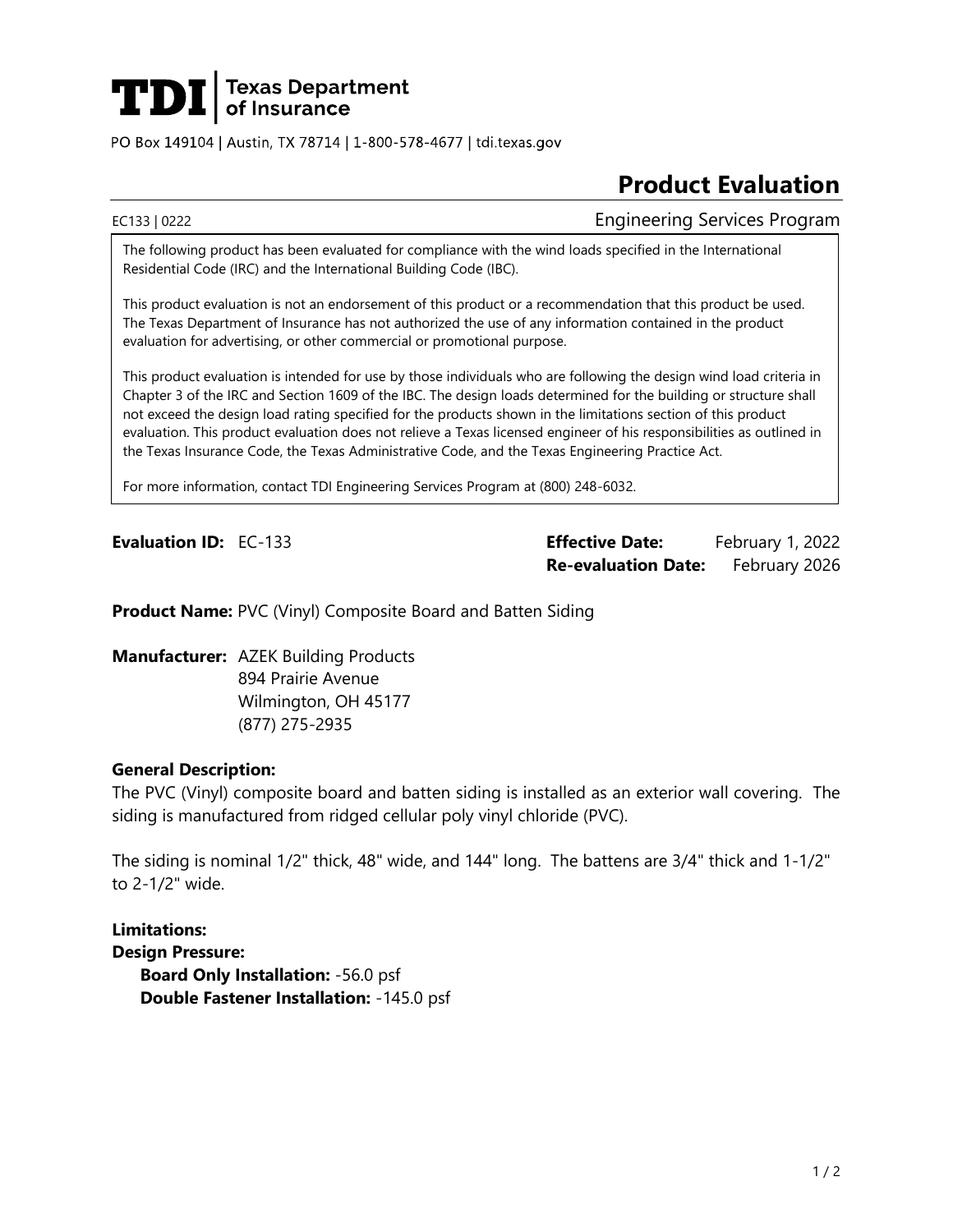**TDI | Texas Department of Insurance**

PO Box 149104 | Austin, TX 78714 | 1-800-578-4677 | tdi.texas.gov

# Product Evaluation

EC133 | 0222 — Engineering Services Program

> The following product has been evaluated for compliance with the wind loads specified in the International Residential Code (IRC) and the International Building Code (IBC).
>
> This product evaluation is not an endorsement of this product or a recommendation that this product be used. The Texas Department of Insurance has not authorized the use of any information contained in the product evaluation for advertising, or other commercial or promotional purpose.
>
> This product evaluation is intended for use by those individuals who are following the design wind load criteria in Chapter 3 of the IRC and Section 1609 of the IBC. The design loads determined for the building or structure shall not exceed the design load rating specified for the products shown in the limitations section of this product evaluation. This product evaluation does not relieve a Texas licensed engineer of his responsibilities as outlined in the Texas Insurance Code, the Texas Administrative Code, and the Texas Engineering Practice Act.
>
> For more information, contact TDI Engineering Services Program at (800) 248-6032.

**Evaluation ID:** EC-133

**Effective Date:** February 1, 2022
**Re-evaluation Date:** February 2026

**Product Name:** PVC (Vinyl) Composite Board and Batten Siding

**Manufacturer:** AZEK Building Products
894 Prairie Avenue
Wilmington, OH 45177
(877) 275-2935

**General Description:**

The PVC (Vinyl) composite board and batten siding is installed as an exterior wall covering. The siding is manufactured from ridged cellular poly vinyl chloride (PVC).

The siding is nominal 1/2" thick, 48" wide, and 144" long. The battens are 3/4" thick and 1-1/2" to 2-1/2" wide.

**Limitations:**

**Design Pressure:**

- **Board Only Installation:** -56.0 psf
- **Double Fastener Installation:** -145.0 psf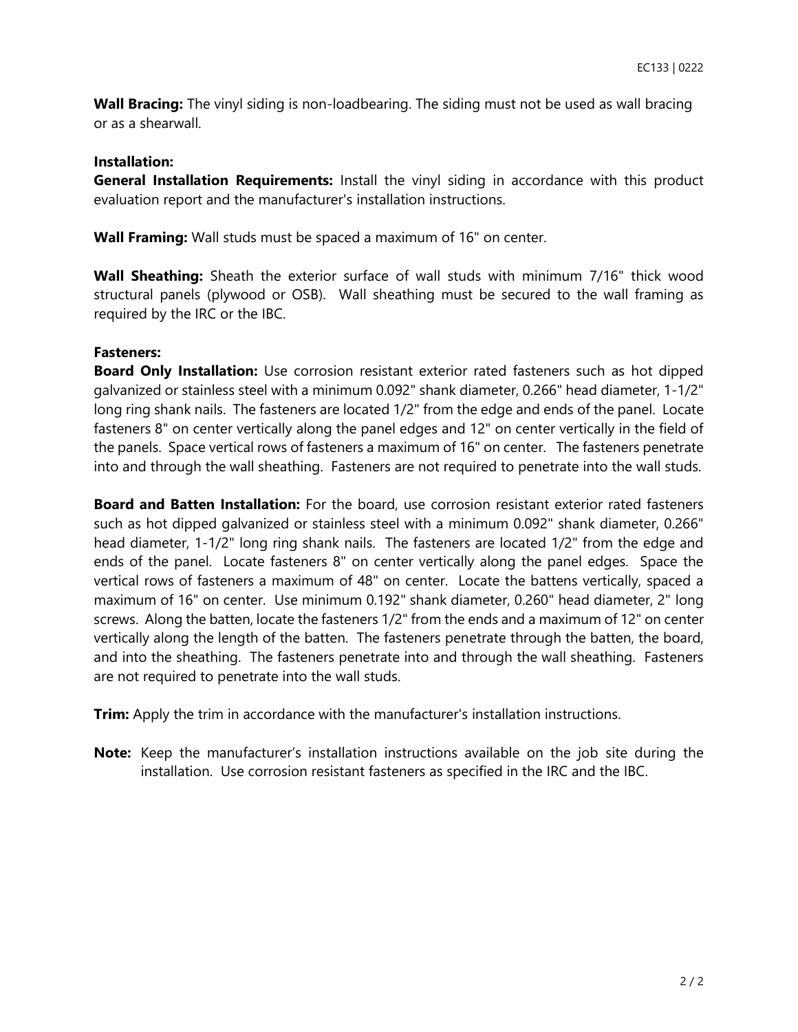**Wall Bracing:** The vinyl siding is non-loadbearing. The siding must not be used as wall bracing or as a shearwall.

**Installation:**

**General Installation Requirements:** Install the vinyl siding in accordance with this product evaluation report and the manufacturer's installation instructions.

**Wall Framing:** Wall studs must be spaced a maximum of 16" on center.

**Wall Sheathing:** Sheath the exterior surface of wall studs with minimum 7/16" thick wood structural panels (plywood or OSB). Wall sheathing must be secured to the wall framing as required by the IRC or the IBC.

**Fasteners:**

**Board Only Installation:** Use corrosion resistant exterior rated fasteners such as hot dipped galvanized or stainless steel with a minimum 0.092" shank diameter, 0.266" head diameter, 1-1/2" long ring shank nails. The fasteners are located 1/2" from the edge and ends of the panel. Locate fasteners 8" on center vertically along the panel edges and 12" on center vertically in the field of the panels. Space vertical rows of fasteners a maximum of 16" on center. The fasteners penetrate into and through the wall sheathing. Fasteners are not required to penetrate into the wall studs.

**Board and Batten Installation:** For the board, use corrosion resistant exterior rated fasteners such as hot dipped galvanized or stainless steel with a minimum 0.092" shank diameter, 0.266" head diameter, 1-1/2" long ring shank nails. The fasteners are located 1/2" from the edge and ends of the panel. Locate fasteners 8" on center vertically along the panel edges. Space the vertical rows of fasteners a maximum of 48" on center. Locate the battens vertically, spaced a maximum of 16" on center. Use minimum 0.192" shank diameter, 0.260" head diameter, 2" long screws. Along the batten, locate the fasteners 1/2" from the ends and a maximum of 12" on center vertically along the length of the batten. The fasteners penetrate through the batten, the board, and into the sheathing. The fasteners penetrate into and through the wall sheathing. Fasteners are not required to penetrate into the wall studs.

**Trim:** Apply the trim in accordance with the manufacturer's installation instructions.

**Note:** Keep the manufacturer's installation instructions available on the job site during the installation. Use corrosion resistant fasteners as specified in the IRC and the IBC.